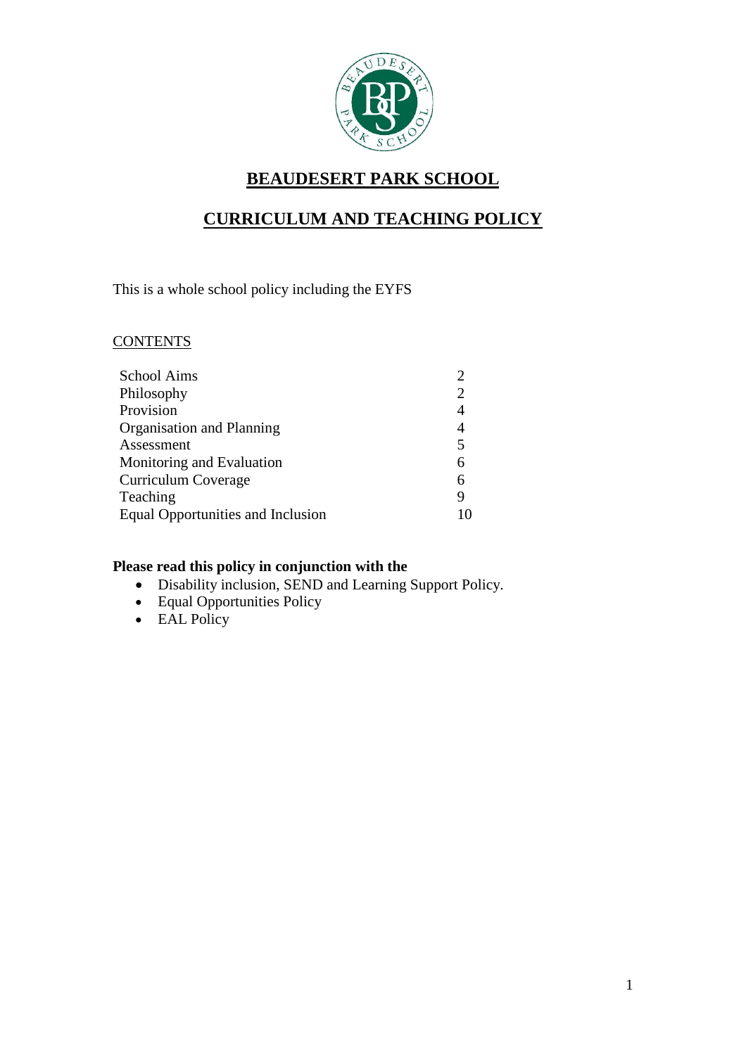# BEAUDESERT PARK SCHOOL

## CURRICULUM AND TEACHING POLICY

This is a whole school policy including the EYFS

CONTENTS

| | |
|---|---|
| School Aims | 2 |
| Philosophy | 2 |
| Provision | 4 |
| Organisation and Planning | 4 |
| Assessment | 5 |
| Monitoring and Evaluation | 6 |
| Curriculum Coverage | 6 |
| Teaching | 9 |
| Equal Opportunities and Inclusion | 10 |

**Please read this policy in conjunction with the**

- Disability inclusion, SEND and Learning Support Policy.
- Equal Opportunities Policy
- EAL Policy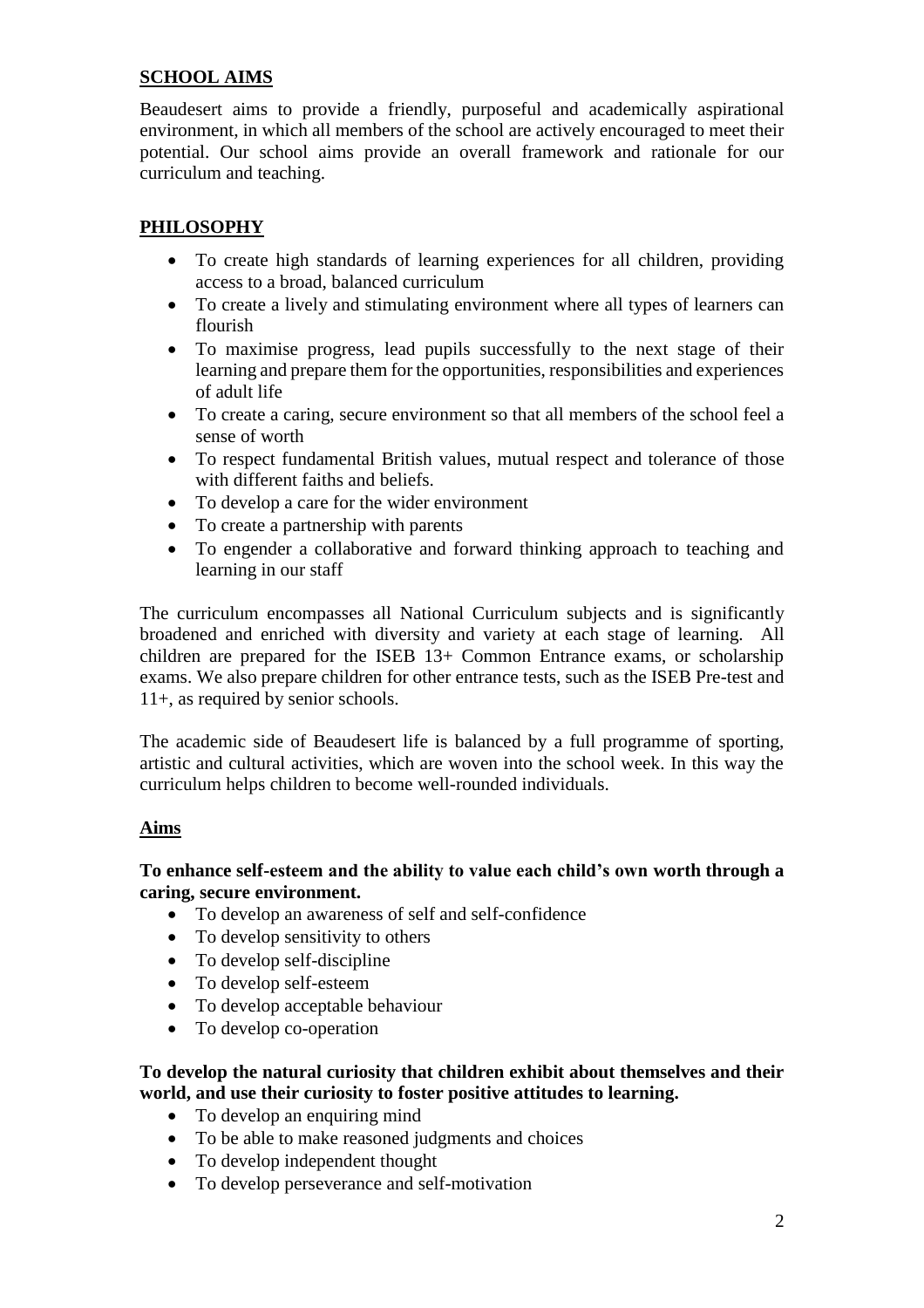## SCHOOL AIMS

Beaudesert aims to provide a friendly, purposeful and academically aspirational environment, in which all members of the school are actively encouraged to meet their potential. Our school aims provide an overall framework and rationale for our curriculum and teaching.

## PHILOSOPHY

- To create high standards of learning experiences for all children, providing access to a broad, balanced curriculum
- To create a lively and stimulating environment where all types of learners can flourish
- To maximise progress, lead pupils successfully to the next stage of their learning and prepare them for the opportunities, responsibilities and experiences of adult life
- To create a caring, secure environment so that all members of the school feel a sense of worth
- To respect fundamental British values, mutual respect and tolerance of those with different faiths and beliefs.
- To develop a care for the wider environment
- To create a partnership with parents
- To engender a collaborative and forward thinking approach to teaching and learning in our staff

The curriculum encompasses all National Curriculum subjects and is significantly broadened and enriched with diversity and variety at each stage of learning. All children are prepared for the ISEB 13+ Common Entrance exams, or scholarship exams. We also prepare children for other entrance tests, such as the ISEB Pre-test and 11+, as required by senior schools.

The academic side of Beaudesert life is balanced by a full programme of sporting, artistic and cultural activities, which are woven into the school week. In this way the curriculum helps children to become well-rounded individuals.

### Aims

**To enhance self-esteem and the ability to value each child's own worth through a caring, secure environment.**

- To develop an awareness of self and self-confidence
- To develop sensitivity to others
- To develop self-discipline
- To develop self-esteem
- To develop acceptable behaviour
- To develop co-operation

**To develop the natural curiosity that children exhibit about themselves and their world, and use their curiosity to foster positive attitudes to learning.**

- To develop an enquiring mind
- To be able to make reasoned judgments and choices
- To develop independent thought
- To develop perseverance and self-motivation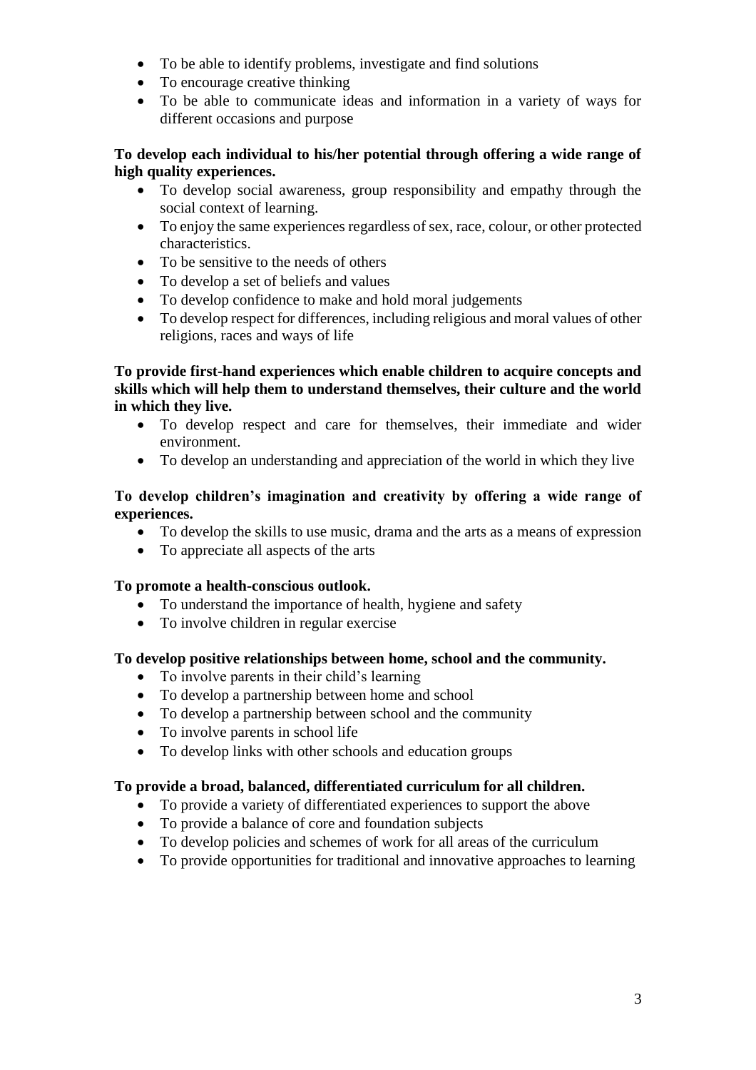- To be able to identify problems, investigate and find solutions
- To encourage creative thinking
- To be able to communicate ideas and information in a variety of ways for different occasions and purpose

**To develop each individual to his/her potential through offering a wide range of high quality experiences.**

- To develop social awareness, group responsibility and empathy through the social context of learning.
- To enjoy the same experiences regardless of sex, race, colour, or other protected characteristics.
- To be sensitive to the needs of others
- To develop a set of beliefs and values
- To develop confidence to make and hold moral judgements
- To develop respect for differences, including religious and moral values of other religions, races and ways of life

**To provide first-hand experiences which enable children to acquire concepts and skills which will help them to understand themselves, their culture and the world in which they live.**

- To develop respect and care for themselves, their immediate and wider environment.
- To develop an understanding and appreciation of the world in which they live

**To develop children's imagination and creativity by offering a wide range of experiences.**

- To develop the skills to use music, drama and the arts as a means of expression
- To appreciate all aspects of the arts

**To promote a health-conscious outlook.**

- To understand the importance of health, hygiene and safety
- To involve children in regular exercise

**To develop positive relationships between home, school and the community.**

- To involve parents in their child's learning
- To develop a partnership between home and school
- To develop a partnership between school and the community
- To involve parents in school life
- To develop links with other schools and education groups

**To provide a broad, balanced, differentiated curriculum for all children.**

- To provide a variety of differentiated experiences to support the above
- To provide a balance of core and foundation subjects
- To develop policies and schemes of work for all areas of the curriculum
- To provide opportunities for traditional and innovative approaches to learning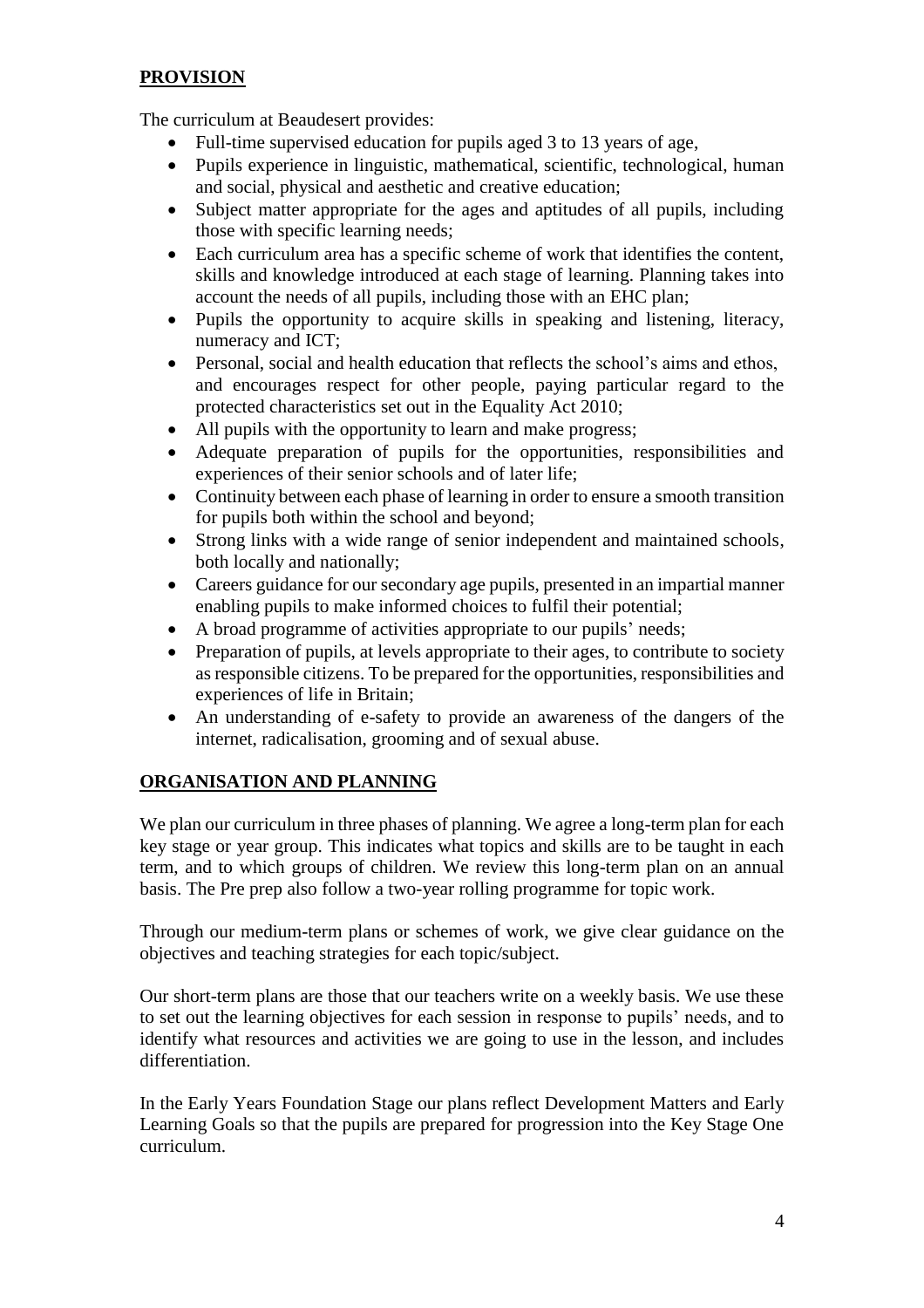## **PROVISION**

The curriculum at Beaudesert provides:

- Full-time supervised education for pupils aged 3 to 13 years of age,
- Pupils experience in linguistic, mathematical, scientific, technological, human and social, physical and aesthetic and creative education;
- Subject matter appropriate for the ages and aptitudes of all pupils, including those with specific learning needs;
- Each curriculum area has a specific scheme of work that identifies the content, skills and knowledge introduced at each stage of learning. Planning takes into account the needs of all pupils, including those with an EHC plan;
- Pupils the opportunity to acquire skills in speaking and listening, literacy, numeracy and ICT;
- Personal, social and health education that reflects the school's aims and ethos, and encourages respect for other people, paying particular regard to the protected characteristics set out in the Equality Act 2010;
- All pupils with the opportunity to learn and make progress;
- Adequate preparation of pupils for the opportunities, responsibilities and experiences of their senior schools and of later life;
- Continuity between each phase of learning in order to ensure a smooth transition for pupils both within the school and beyond;
- Strong links with a wide range of senior independent and maintained schools, both locally and nationally;
- Careers guidance for our secondary age pupils, presented in an impartial manner enabling pupils to make informed choices to fulfil their potential;
- A broad programme of activities appropriate to our pupils' needs;
- Preparation of pupils, at levels appropriate to their ages, to contribute to society as responsible citizens. To be prepared for the opportunities, responsibilities and experiences of life in Britain;
- An understanding of e-safety to provide an awareness of the dangers of the internet, radicalisation, grooming and of sexual abuse.

## **ORGANISATION AND PLANNING**

We plan our curriculum in three phases of planning. We agree a long-term plan for each key stage or year group. This indicates what topics and skills are to be taught in each term, and to which groups of children. We review this long-term plan on an annual basis. The Pre prep also follow a two-year rolling programme for topic work.

Through our medium-term plans or schemes of work, we give clear guidance on the objectives and teaching strategies for each topic/subject.

Our short-term plans are those that our teachers write on a weekly basis. We use these to set out the learning objectives for each session in response to pupils' needs, and to identify what resources and activities we are going to use in the lesson, and includes differentiation.

In the Early Years Foundation Stage our plans reflect Development Matters and Early Learning Goals so that the pupils are prepared for progression into the Key Stage One curriculum.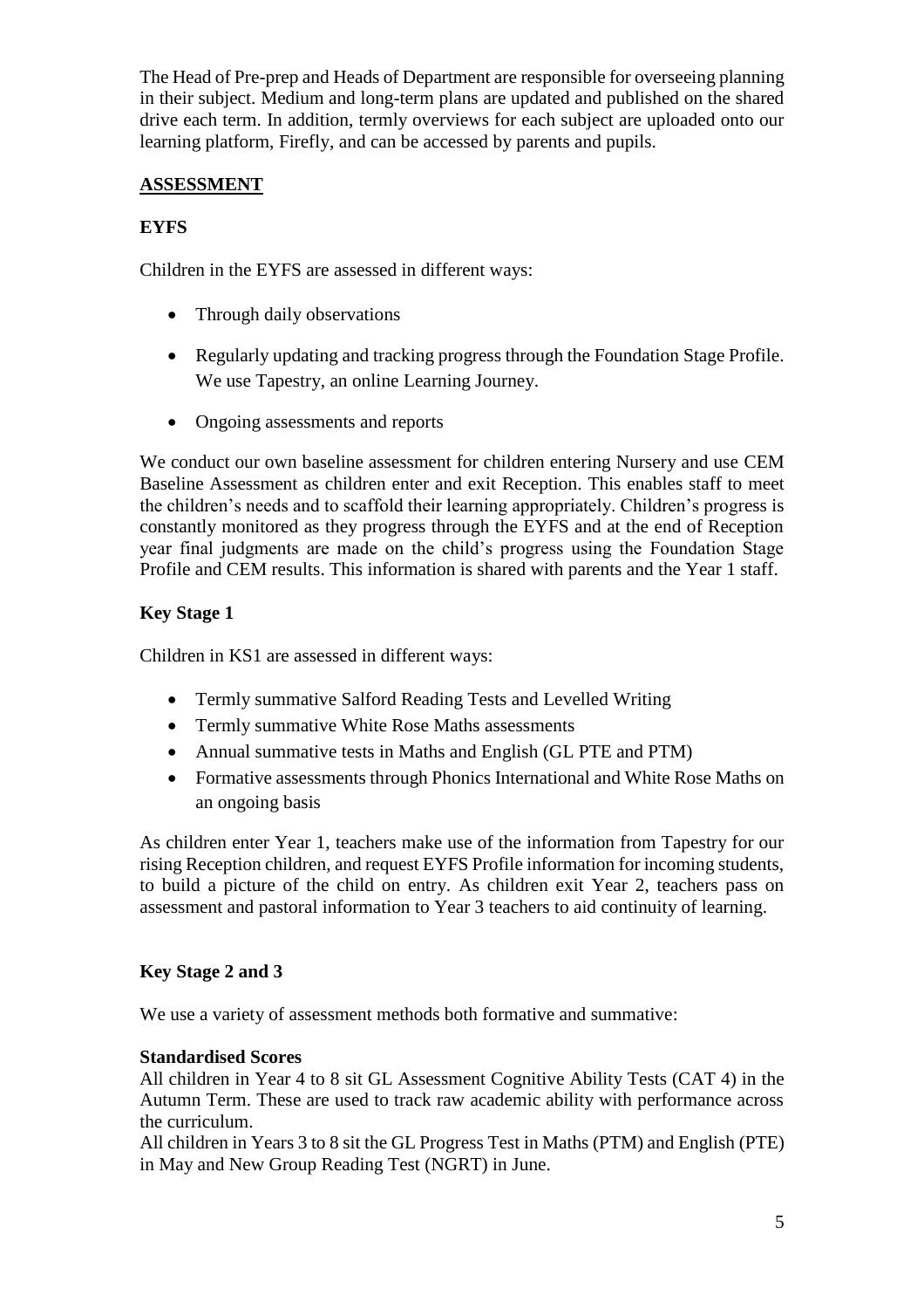The Head of Pre-prep and Heads of Department are responsible for overseeing planning in their subject. Medium and long-term plans are updated and published on the shared drive each term. In addition, termly overviews for each subject are uploaded onto our learning platform, Firefly, and can be accessed by parents and pupils.

## ASSESSMENT

### EYFS

Children in the EYFS are assessed in different ways:

- Through daily observations
- Regularly updating and tracking progress through the Foundation Stage Profile. We use Tapestry, an online Learning Journey.
- Ongoing assessments and reports

We conduct our own baseline assessment for children entering Nursery and use CEM Baseline Assessment as children enter and exit Reception. This enables staff to meet the children's needs and to scaffold their learning appropriately. Children's progress is constantly monitored as they progress through the EYFS and at the end of Reception year final judgments are made on the child's progress using the Foundation Stage Profile and CEM results. This information is shared with parents and the Year 1 staff.

### Key Stage 1

Children in KS1 are assessed in different ways:

- Termly summative Salford Reading Tests and Levelled Writing
- Termly summative White Rose Maths assessments
- Annual summative tests in Maths and English (GL PTE and PTM)
- Formative assessments through Phonics International and White Rose Maths on an ongoing basis

As children enter Year 1, teachers make use of the information from Tapestry for our rising Reception children, and request EYFS Profile information for incoming students, to build a picture of the child on entry. As children exit Year 2, teachers pass on assessment and pastoral information to Year 3 teachers to aid continuity of learning.

### Key Stage 2 and 3

We use a variety of assessment methods both formative and summative:

**Standardised Scores**

All children in Year 4 to 8 sit GL Assessment Cognitive Ability Tests (CAT 4) in the Autumn Term. These are used to track raw academic ability with performance across the curriculum.

All children in Years 3 to 8 sit the GL Progress Test in Maths (PTM) and English (PTE) in May and New Group Reading Test (NGRT) in June.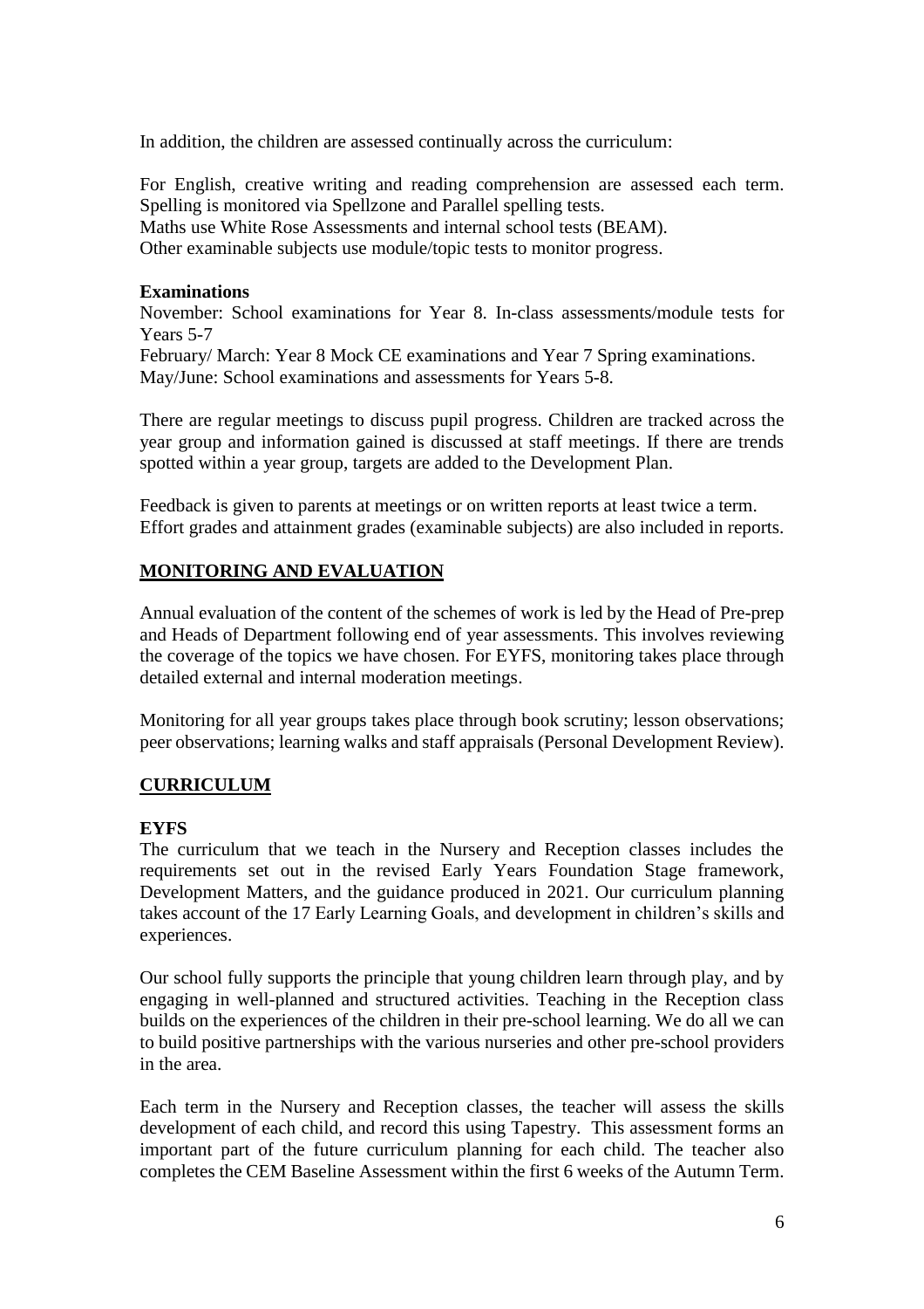In addition, the children are assessed continually across the curriculum:

For English, creative writing and reading comprehension are assessed each term. Spelling is monitored via Spellzone and Parallel spelling tests.
Maths use White Rose Assessments and internal school tests (BEAM).
Other examinable subjects use module/topic tests to monitor progress.

**Examinations**
November: School examinations for Year 8. In-class assessments/module tests for Years 5-7
February/ March: Year 8 Mock CE examinations and Year 7 Spring examinations.
May/June: School examinations and assessments for Years 5-8.

There are regular meetings to discuss pupil progress. Children are tracked across the year group and information gained is discussed at staff meetings. If there are trends spotted within a year group, targets are added to the Development Plan.

Feedback is given to parents at meetings or on written reports at least twice a term. Effort grades and attainment grades (examinable subjects) are also included in reports.

## MONITORING AND EVALUATION

Annual evaluation of the content of the schemes of work is led by the Head of Pre-prep and Heads of Department following end of year assessments. This involves reviewing the coverage of the topics we have chosen. For EYFS, monitoring takes place through detailed external and internal moderation meetings.

Monitoring for all year groups takes place through book scrutiny; lesson observations; peer observations; learning walks and staff appraisals (Personal Development Review).

## CURRICULUM

### EYFS

The curriculum that we teach in the Nursery and Reception classes includes the requirements set out in the revised Early Years Foundation Stage framework, Development Matters, and the guidance produced in 2021. Our curriculum planning takes account of the 17 Early Learning Goals, and development in children's skills and experiences.

Our school fully supports the principle that young children learn through play, and by engaging in well-planned and structured activities. Teaching in the Reception class builds on the experiences of the children in their pre-school learning. We do all we can to build positive partnerships with the various nurseries and other pre-school providers in the area.

Each term in the Nursery and Reception classes, the teacher will assess the skills development of each child, and record this using Tapestry. This assessment forms an important part of the future curriculum planning for each child. The teacher also completes the CEM Baseline Assessment within the first 6 weeks of the Autumn Term.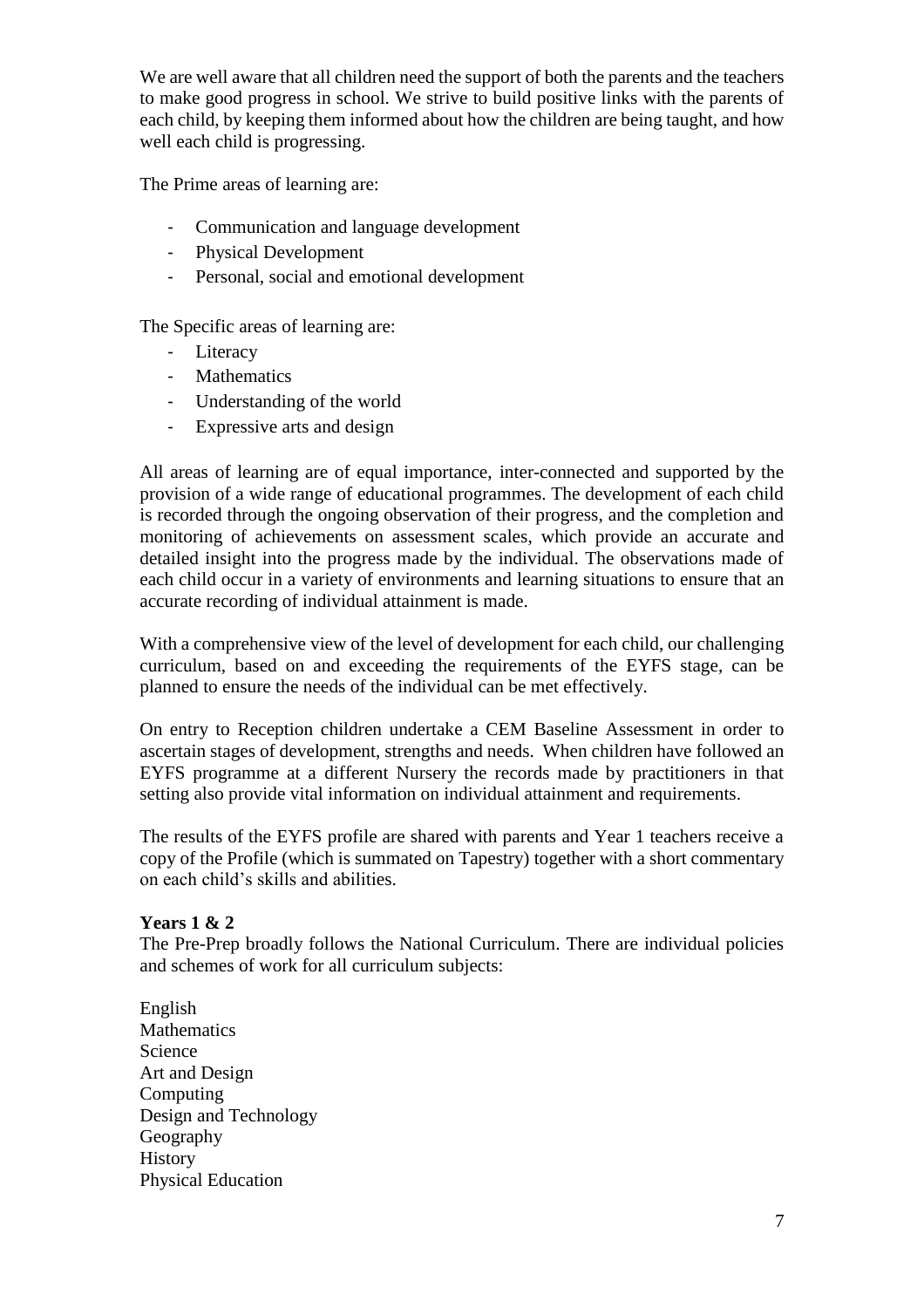We are well aware that all children need the support of both the parents and the teachers to make good progress in school. We strive to build positive links with the parents of each child, by keeping them informed about how the children are being taught, and how well each child is progressing.

The Prime areas of learning are:

- Communication and language development
- Physical Development
- Personal, social and emotional development

The Specific areas of learning are:

- Literacy
- Mathematics
- Understanding of the world
- Expressive arts and design

All areas of learning are of equal importance, inter-connected and supported by the provision of a wide range of educational programmes. The development of each child is recorded through the ongoing observation of their progress, and the completion and monitoring of achievements on assessment scales, which provide an accurate and detailed insight into the progress made by the individual. The observations made of each child occur in a variety of environments and learning situations to ensure that an accurate recording of individual attainment is made.

With a comprehensive view of the level of development for each child, our challenging curriculum, based on and exceeding the requirements of the EYFS stage, can be planned to ensure the needs of the individual can be met effectively.

On entry to Reception children undertake a CEM Baseline Assessment in order to ascertain stages of development, strengths and needs. When children have followed an EYFS programme at a different Nursery the records made by practitioners in that setting also provide vital information on individual attainment and requirements.

The results of the EYFS profile are shared with parents and Year 1 teachers receive a copy of the Profile (which is summated on Tapestry) together with a short commentary on each child's skills and abilities.

**Years 1 & 2**

The Pre-Prep broadly follows the National Curriculum. There are individual policies and schemes of work for all curriculum subjects:

English
Mathematics
Science
Art and Design
Computing
Design and Technology
Geography
History
Physical Education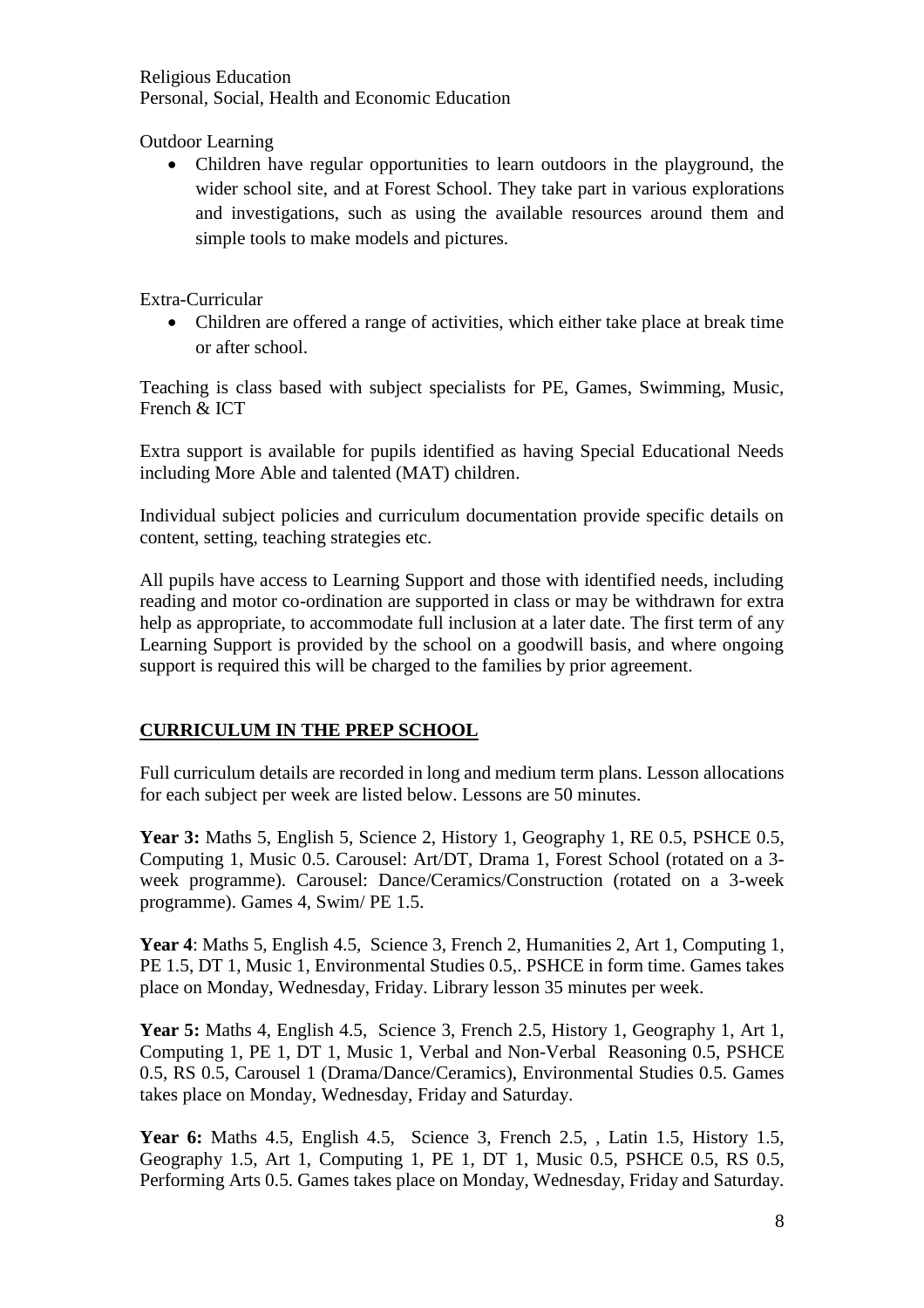Religious Education
Personal, Social, Health and Economic Education

Outdoor Learning

- Children have regular opportunities to learn outdoors in the playground, the wider school site, and at Forest School. They take part in various explorations and investigations, such as using the available resources around them and simple tools to make models and pictures.

Extra-Curricular

- Children are offered a range of activities, which either take place at break time or after school.

Teaching is class based with subject specialists for PE, Games, Swimming, Music, French & ICT

Extra support is available for pupils identified as having Special Educational Needs including More Able and talented (MAT) children.

Individual subject policies and curriculum documentation provide specific details on content, setting, teaching strategies etc.

All pupils have access to Learning Support and those with identified needs, including reading and motor co-ordination are supported in class or may be withdrawn for extra help as appropriate, to accommodate full inclusion at a later date. The first term of any Learning Support is provided by the school on a goodwill basis, and where ongoing support is required this will be charged to the families by prior agreement.

## CURRICULUM IN THE PREP SCHOOL

Full curriculum details are recorded in long and medium term plans. Lesson allocations for each subject per week are listed below. Lessons are 50 minutes.

**Year 3:** Maths 5, English 5, Science 2, History 1, Geography 1, RE 0.5, PSHCE 0.5, Computing 1, Music 0.5. Carousel: Art/DT, Drama 1, Forest School (rotated on a 3-week programme). Carousel: Dance/Ceramics/Construction (rotated on a 3-week programme). Games 4, Swim/ PE 1.5.

**Year 4**: Maths 5, English 4.5, Science 3, French 2, Humanities 2, Art 1, Computing 1, PE 1.5, DT 1, Music 1, Environmental Studies 0.5,. PSHCE in form time. Games takes place on Monday, Wednesday, Friday. Library lesson 35 minutes per week.

**Year 5:** Maths 4, English 4.5, Science 3, French 2.5, History 1, Geography 1, Art 1, Computing 1, PE 1, DT 1, Music 1, Verbal and Non-Verbal Reasoning 0.5, PSHCE 0.5, RS 0.5, Carousel 1 (Drama/Dance/Ceramics), Environmental Studies 0.5. Games takes place on Monday, Wednesday, Friday and Saturday.

**Year 6:** Maths 4.5, English 4.5, Science 3, French 2.5, , Latin 1.5, History 1.5, Geography 1.5, Art 1, Computing 1, PE 1, DT 1, Music 0.5, PSHCE 0.5, RS 0.5, Performing Arts 0.5. Games takes place on Monday, Wednesday, Friday and Saturday.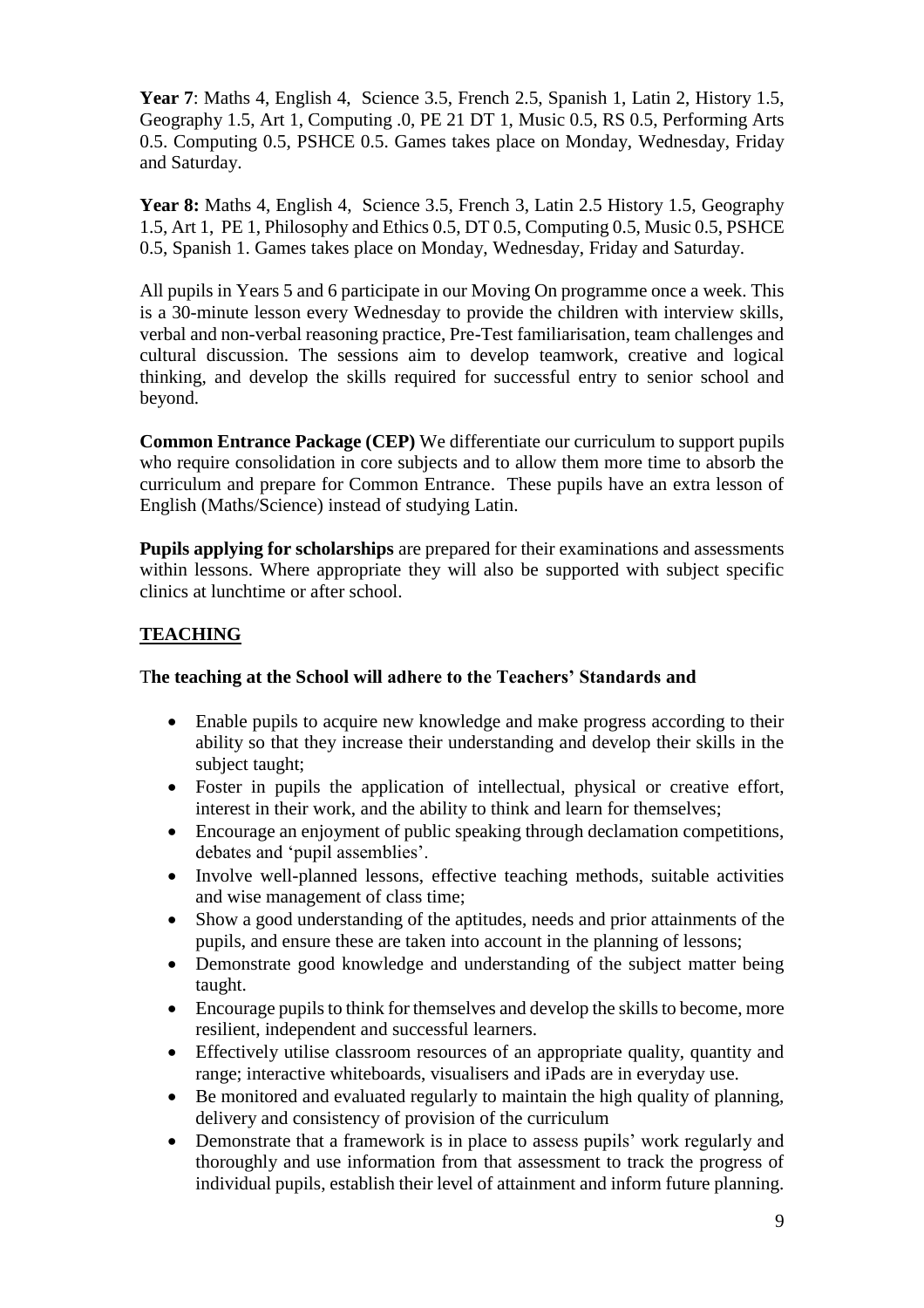**Year 7**: Maths 4, English 4, Science 3.5, French 2.5, Spanish 1, Latin 2, History 1.5, Geography 1.5, Art 1, Computing .0, PE 21 DT 1, Music 0.5, RS 0.5, Performing Arts 0.5. Computing 0.5, PSHCE 0.5. Games takes place on Monday, Wednesday, Friday and Saturday.

**Year 8:** Maths 4, English 4, Science 3.5, French 3, Latin 2.5 History 1.5, Geography 1.5, Art 1, PE 1, Philosophy and Ethics 0.5, DT 0.5, Computing 0.5, Music 0.5, PSHCE 0.5, Spanish 1. Games takes place on Monday, Wednesday, Friday and Saturday.

All pupils in Years 5 and 6 participate in our Moving On programme once a week. This is a 30-minute lesson every Wednesday to provide the children with interview skills, verbal and non-verbal reasoning practice, Pre-Test familiarisation, team challenges and cultural discussion. The sessions aim to develop teamwork, creative and logical thinking, and develop the skills required for successful entry to senior school and beyond.

**Common Entrance Package (CEP)** We differentiate our curriculum to support pupils who require consolidation in core subjects and to allow them more time to absorb the curriculum and prepare for Common Entrance. These pupils have an extra lesson of English (Maths/Science) instead of studying Latin.

**Pupils applying for scholarships** are prepared for their examinations and assessments within lessons. Where appropriate they will also be supported with subject specific clinics at lunchtime or after school.

## TEACHING

**The teaching at the School will adhere to the Teachers' Standards and**

- Enable pupils to acquire new knowledge and make progress according to their ability so that they increase their understanding and develop their skills in the subject taught;
- Foster in pupils the application of intellectual, physical or creative effort, interest in their work, and the ability to think and learn for themselves;
- Encourage an enjoyment of public speaking through declamation competitions, debates and 'pupil assemblies'.
- Involve well-planned lessons, effective teaching methods, suitable activities and wise management of class time;
- Show a good understanding of the aptitudes, needs and prior attainments of the pupils, and ensure these are taken into account in the planning of lessons;
- Demonstrate good knowledge and understanding of the subject matter being taught.
- Encourage pupils to think for themselves and develop the skills to become, more resilient, independent and successful learners.
- Effectively utilise classroom resources of an appropriate quality, quantity and range; interactive whiteboards, visualisers and iPads are in everyday use.
- Be monitored and evaluated regularly to maintain the high quality of planning, delivery and consistency of provision of the curriculum
- Demonstrate that a framework is in place to assess pupils' work regularly and thoroughly and use information from that assessment to track the progress of individual pupils, establish their level of attainment and inform future planning.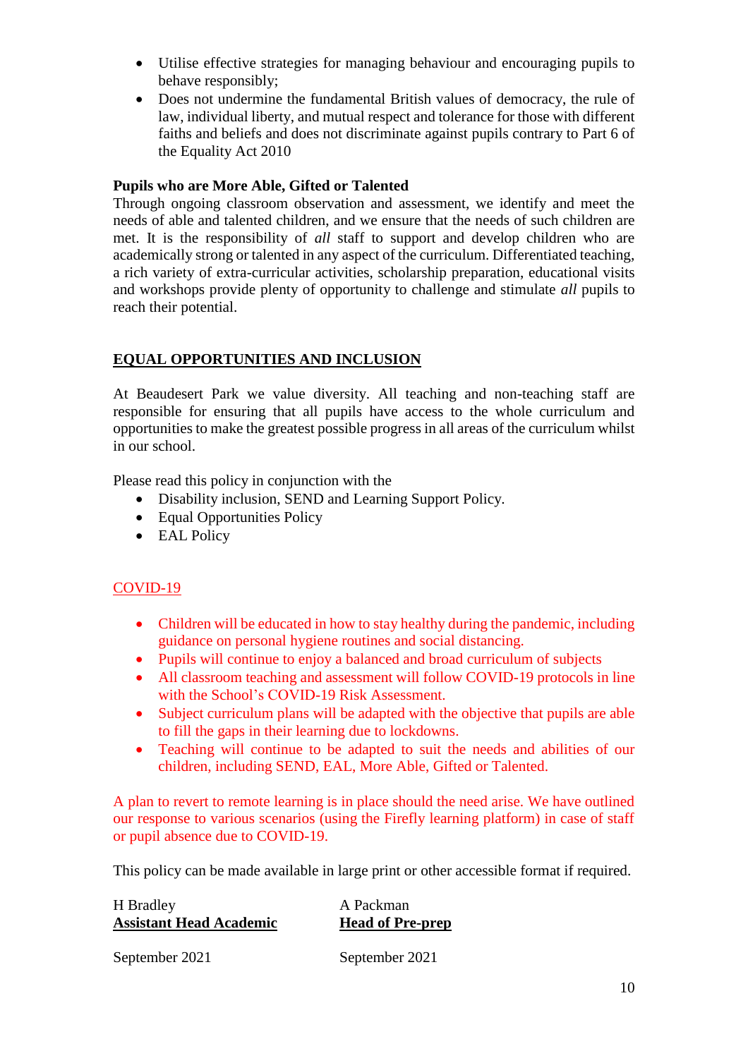- Utilise effective strategies for managing behaviour and encouraging pupils to behave responsibly;
- Does not undermine the fundamental British values of democracy, the rule of law, individual liberty, and mutual respect and tolerance for those with different faiths and beliefs and does not discriminate against pupils contrary to Part 6 of the Equality Act 2010

**Pupils who are More Able, Gifted or Talented**

Through ongoing classroom observation and assessment, we identify and meet the needs of able and talented children, and we ensure that the needs of such children are met. It is the responsibility of *all* staff to support and develop children who are academically strong or talented in any aspect of the curriculum. Differentiated teaching, a rich variety of extra-curricular activities, scholarship preparation, educational visits and workshops provide plenty of opportunity to challenge and stimulate *all* pupils to reach their potential.

## EQUAL OPPORTUNITIES AND INCLUSION

At Beaudesert Park we value diversity. All teaching and non-teaching staff are responsible for ensuring that all pupils have access to the whole curriculum and opportunities to make the greatest possible progress in all areas of the curriculum whilst in our school.

Please read this policy in conjunction with the

- Disability inclusion, SEND and Learning Support Policy.
- Equal Opportunities Policy
- EAL Policy

## COVID-19

- Children will be educated in how to stay healthy during the pandemic, including guidance on personal hygiene routines and social distancing.
- Pupils will continue to enjoy a balanced and broad curriculum of subjects
- All classroom teaching and assessment will follow COVID-19 protocols in line with the School's COVID-19 Risk Assessment.
- Subject curriculum plans will be adapted with the objective that pupils are able to fill the gaps in their learning due to lockdowns.
- Teaching will continue to be adapted to suit the needs and abilities of our children, including SEND, EAL, More Able, Gifted or Talented.

A plan to revert to remote learning is in place should the need arise. We have outlined our response to various scenarios (using the Firefly learning platform) in case of staff or pupil absence due to COVID-19.

This policy can be made available in large print or other accessible format if required.

H Bradley
**Assistant Head Academic**

September 2021

A Packman
**Head of Pre-prep**

September 2021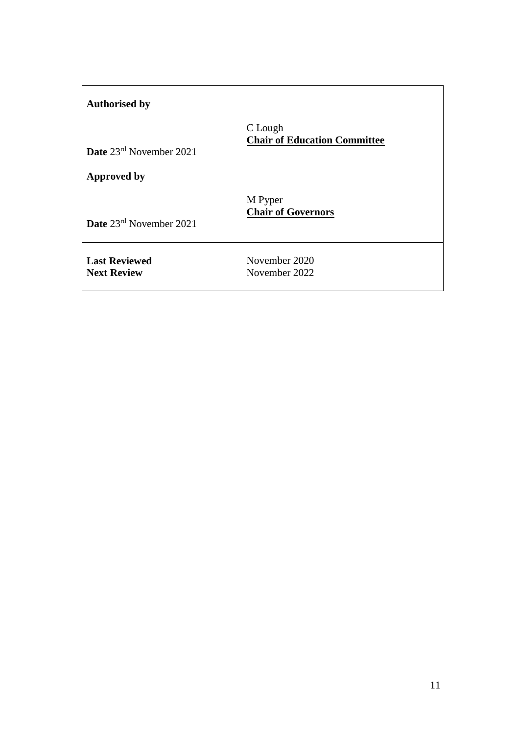| | |
|---|---|
| **Authorised by** | |
| | C Lough<br>**Chair of Education Committee** |
| **Date** 23rd November 2021 | |
| **Approved by** | |
| | M Pyper<br>**Chair of Governors** |
| **Date** 23rd November 2021 | |
| **Last Reviewed**<br>**Next Review** | November 2020<br>November 2022 |